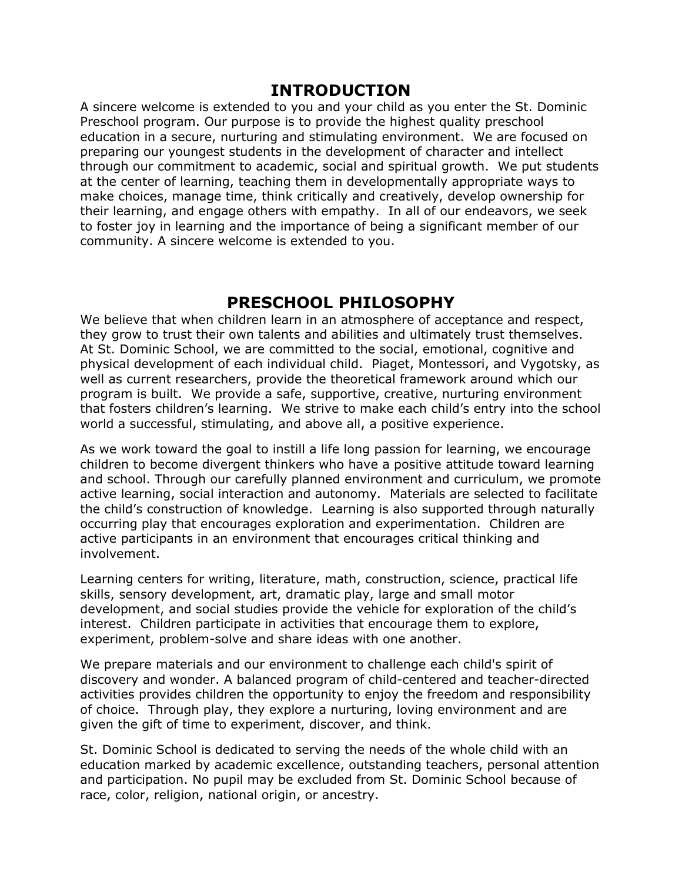# INTRODUCTION

A sincere welcome is extended to you and your child as you enter the St. Dominic Preschool program. Our purpose is to provide the highest quality preschool education in a secure, nurturing and stimulating environment. We are focused on preparing our youngest students in the development of character and intellect through our commitment to academic, social and spiritual growth. We put students at the center of learning, teaching them in developmentally appropriate ways to make choices, manage time, think critically and creatively, develop ownership for their learning, and engage others with empathy. In all of our endeavors, we seek to foster joy in learning and the importance of being a significant member of our community. A sincere welcome is extended to you.

# PRESCHOOL PHILOSOPHY

We believe that when children learn in an atmosphere of acceptance and respect, they grow to trust their own talents and abilities and ultimately trust themselves. At St. Dominic School, we are committed to the social, emotional, cognitive and physical development of each individual child. Piaget, Montessori, and Vygotsky, as well as current researchers, provide the theoretical framework around which our program is built. We provide a safe, supportive, creative, nurturing environment that fosters children's learning. We strive to make each child's entry into the school world a successful, stimulating, and above all, a positive experience.

As we work toward the goal to instill a life long passion for learning, we encourage children to become divergent thinkers who have a positive attitude toward learning and school. Through our carefully planned environment and curriculum, we promote active learning, social interaction and autonomy. Materials are selected to facilitate the child's construction of knowledge. Learning is also supported through naturally occurring play that encourages exploration and experimentation. Children are active participants in an environment that encourages critical thinking and involvement.

Learning centers for writing, literature, math, construction, science, practical life skills, sensory development, art, dramatic play, large and small motor development, and social studies provide the vehicle for exploration of the child's interest. Children participate in activities that encourage them to explore, experiment, problem-solve and share ideas with one another.

We prepare materials and our environment to challenge each child's spirit of discovery and wonder. A balanced program of child-centered and teacher-directed activities provides children the opportunity to enjoy the freedom and responsibility of choice. Through play, they explore a nurturing, loving environment and are given the gift of time to experiment, discover, and think.

St. Dominic School is dedicated to serving the needs of the whole child with an education marked by academic excellence, outstanding teachers, personal attention and participation. No pupil may be excluded from St. Dominic School because of race, color, religion, national origin, or ancestry.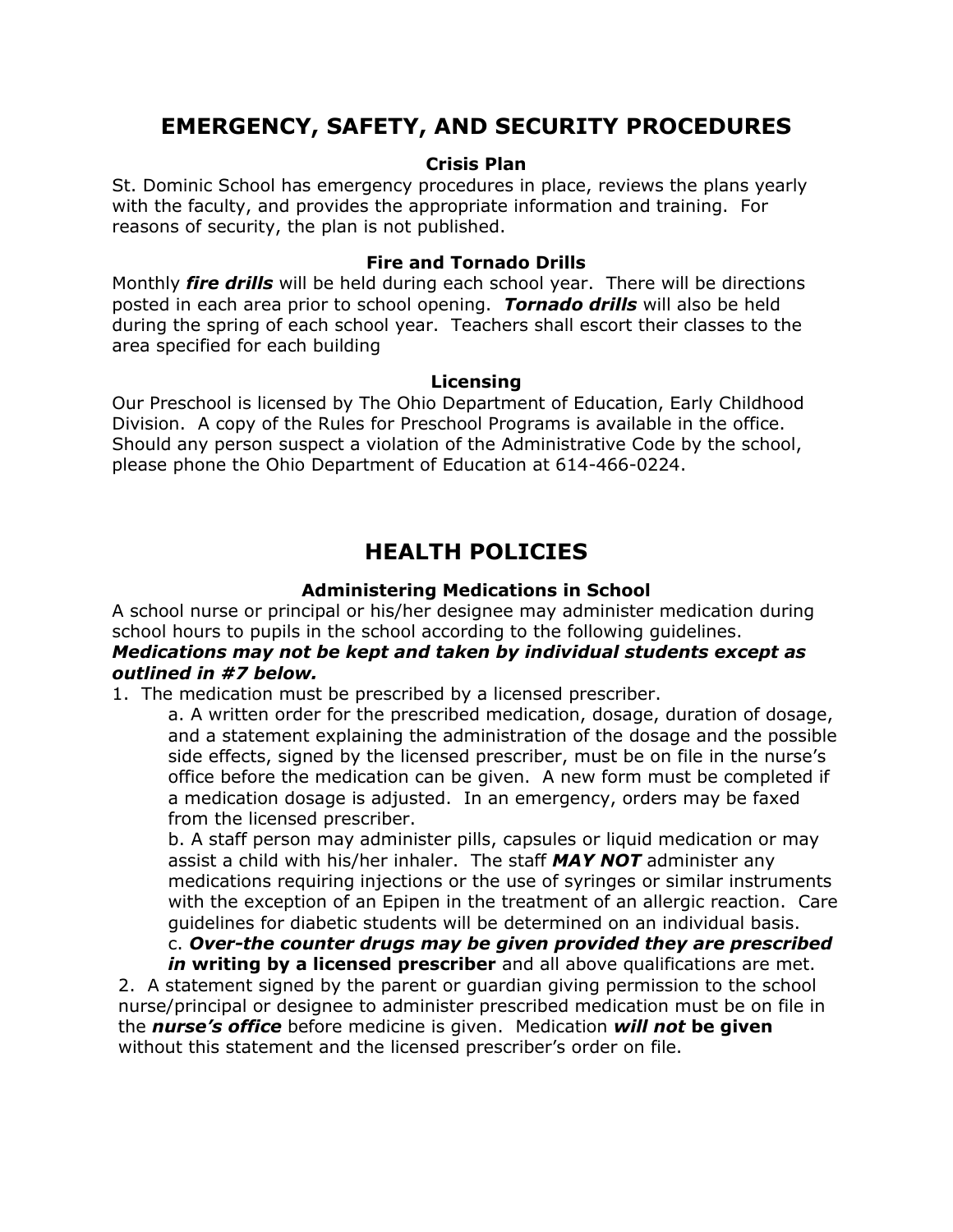# EMERGENCY, SAFETY, AND SECURITY PROCEDURES

### Crisis Plan

St. Dominic School has emergency procedures in place, reviews the plans yearly with the faculty, and provides the appropriate information and training. For reasons of security, the plan is not published.

### Fire and Tornado Drills

Monthly ***fire drills*** will be held during each school year. There will be directions posted in each area prior to school opening. ***Tornado drills*** will also be held during the spring of each school year. Teachers shall escort their classes to the area specified for each building

### Licensing

Our Preschool is licensed by The Ohio Department of Education, Early Childhood Division. A copy of the Rules for Preschool Programs is available in the office. Should any person suspect a violation of the Administrative Code by the school, please phone the Ohio Department of Education at 614-466-0224.

# HEALTH POLICIES

### Administering Medications in School

A school nurse or principal or his/her designee may administer medication during school hours to pupils in the school according to the following guidelines. ***Medications may not be kept and taken by individual students except as outlined in #7 below.***

1. The medication must be prescribed by a licensed prescriber.
   a. A written order for the prescribed medication, dosage, duration of dosage, and a statement explaining the administration of the dosage and the possible side effects, signed by the licensed prescriber, must be on file in the nurse's office before the medication can be given. A new form must be completed if a medication dosage is adjusted. In an emergency, orders may be faxed from the licensed prescriber.
   b. A staff person may administer pills, capsules or liquid medication or may assist a child with his/her inhaler. The staff ***MAY NOT*** administer any medications requiring injections or the use of syringes or similar instruments with the exception of an Epipen in the treatment of an allergic reaction. Care guidelines for diabetic students will be determined on an individual basis.
   c. ***Over-the counter drugs may be given provided they are prescribed in* writing by a licensed prescriber** and all above qualifications are met.
2. A statement signed by the parent or guardian giving permission to the school nurse/principal or designee to administer prescribed medication must be on file in the ***nurse's office*** before medicine is given. Medication ***will not* be given** without this statement and the licensed prescriber's order on file.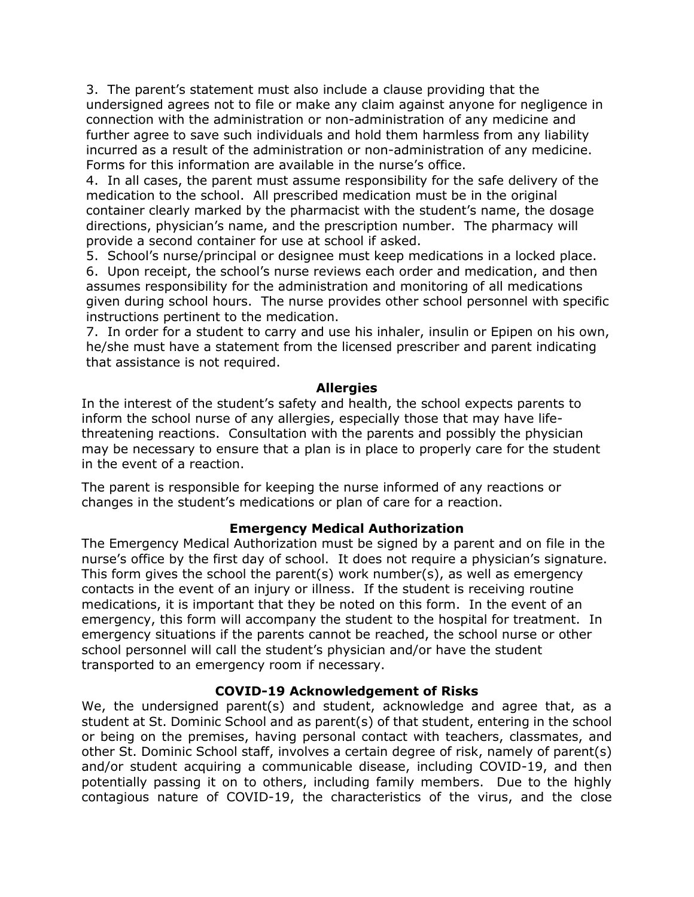3. The parent's statement must also include a clause providing that the undersigned agrees not to file or make any claim against anyone for negligence in connection with the administration or non-administration of any medicine and further agree to save such individuals and hold them harmless from any liability incurred as a result of the administration or non-administration of any medicine. Forms for this information are available in the nurse's office.
4. In all cases, the parent must assume responsibility for the safe delivery of the medication to the school. All prescribed medication must be in the original container clearly marked by the pharmacist with the student's name, the dosage directions, physician's name, and the prescription number. The pharmacy will provide a second container for use at school if asked.
5. School's nurse/principal or designee must keep medications in a locked place.
6. Upon receipt, the school's nurse reviews each order and medication, and then assumes responsibility for the administration and monitoring of all medications given during school hours. The nurse provides other school personnel with specific instructions pertinent to the medication.
7. In order for a student to carry and use his inhaler, insulin or Epipen on his own, he/she must have a statement from the licensed prescriber and parent indicating that assistance is not required.

### Allergies

In the interest of the student's safety and health, the school expects parents to inform the school nurse of any allergies, especially those that may have life-threatening reactions. Consultation with the parents and possibly the physician may be necessary to ensure that a plan is in place to properly care for the student in the event of a reaction.

The parent is responsible for keeping the nurse informed of any reactions or changes in the student's medications or plan of care for a reaction.

### Emergency Medical Authorization

The Emergency Medical Authorization must be signed by a parent and on file in the nurse's office by the first day of school. It does not require a physician's signature. This form gives the school the parent(s) work number(s), as well as emergency contacts in the event of an injury or illness. If the student is receiving routine medications, it is important that they be noted on this form. In the event of an emergency, this form will accompany the student to the hospital for treatment. In emergency situations if the parents cannot be reached, the school nurse or other school personnel will call the student's physician and/or have the student transported to an emergency room if necessary.

### COVID-19 Acknowledgement of Risks

We, the undersigned parent(s) and student, acknowledge and agree that, as a student at St. Dominic School and as parent(s) of that student, entering in the school or being on the premises, having personal contact with teachers, classmates, and other St. Dominic School staff, involves a certain degree of risk, namely of parent(s) and/or student acquiring a communicable disease, including COVID-19, and then potentially passing it on to others, including family members. Due to the highly contagious nature of COVID-19, the characteristics of the virus, and the close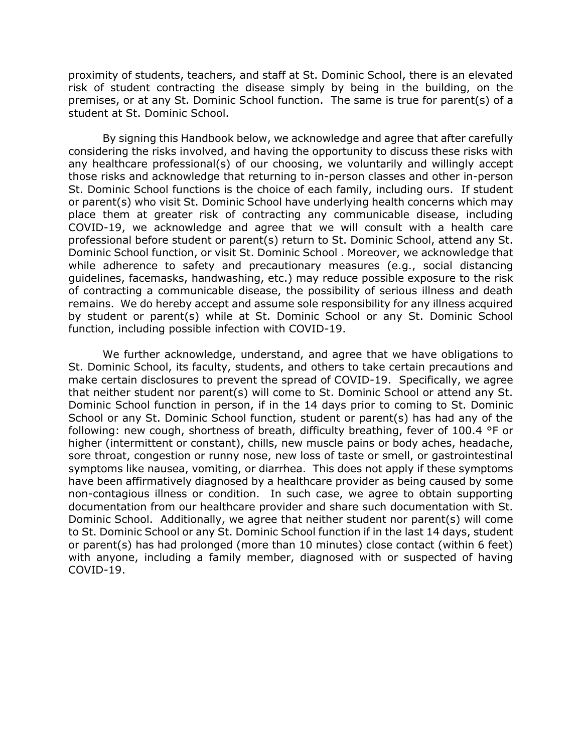proximity of students, teachers, and staff at St. Dominic School, there is an elevated risk of student contracting the disease simply by being in the building, on the premises, or at any St. Dominic School function. The same is true for parent(s) of a student at St. Dominic School.

By signing this Handbook below, we acknowledge and agree that after carefully considering the risks involved, and having the opportunity to discuss these risks with any healthcare professional(s) of our choosing, we voluntarily and willingly accept those risks and acknowledge that returning to in-person classes and other in-person St. Dominic School functions is the choice of each family, including ours. If student or parent(s) who visit St. Dominic School have underlying health concerns which may place them at greater risk of contracting any communicable disease, including COVID-19, we acknowledge and agree that we will consult with a health care professional before student or parent(s) return to St. Dominic School, attend any St. Dominic School function, or visit St. Dominic School . Moreover, we acknowledge that while adherence to safety and precautionary measures (e.g., social distancing guidelines, facemasks, handwashing, etc.) may reduce possible exposure to the risk of contracting a communicable disease, the possibility of serious illness and death remains. We do hereby accept and assume sole responsibility for any illness acquired by student or parent(s) while at St. Dominic School or any St. Dominic School function, including possible infection with COVID-19.

We further acknowledge, understand, and agree that we have obligations to St. Dominic School, its faculty, students, and others to take certain precautions and make certain disclosures to prevent the spread of COVID-19. Specifically, we agree that neither student nor parent(s) will come to St. Dominic School or attend any St. Dominic School function in person, if in the 14 days prior to coming to St. Dominic School or any St. Dominic School function, student or parent(s) has had any of the following: new cough, shortness of breath, difficulty breathing, fever of 100.4 °F or higher (intermittent or constant), chills, new muscle pains or body aches, headache, sore throat, congestion or runny nose, new loss of taste or smell, or gastrointestinal symptoms like nausea, vomiting, or diarrhea. This does not apply if these symptoms have been affirmatively diagnosed by a healthcare provider as being caused by some non-contagious illness or condition. In such case, we agree to obtain supporting documentation from our healthcare provider and share such documentation with St. Dominic School. Additionally, we agree that neither student nor parent(s) will come to St. Dominic School or any St. Dominic School function if in the last 14 days, student or parent(s) has had prolonged (more than 10 minutes) close contact (within 6 feet) with anyone, including a family member, diagnosed with or suspected of having COVID-19.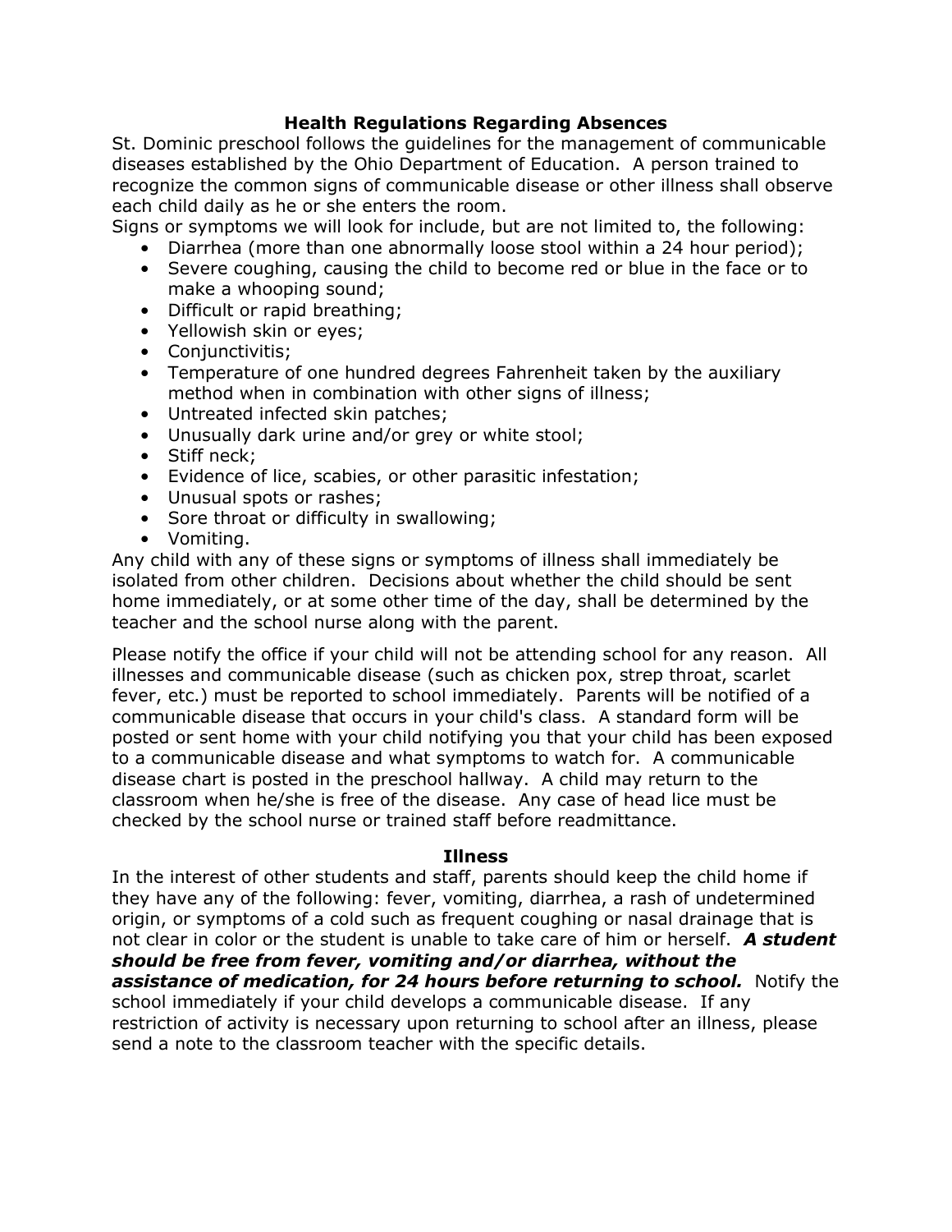## Health Regulations Regarding Absences

St. Dominic preschool follows the guidelines for the management of communicable diseases established by the Ohio Department of Education. A person trained to recognize the common signs of communicable disease or other illness shall observe each child daily as he or she enters the room.

Signs or symptoms we will look for include, but are not limited to, the following:

- Diarrhea (more than one abnormally loose stool within a 24 hour period);
- Severe coughing, causing the child to become red or blue in the face or to make a whooping sound;
- Difficult or rapid breathing;
- Yellowish skin or eyes;
- Conjunctivitis;
- Temperature of one hundred degrees Fahrenheit taken by the auxiliary method when in combination with other signs of illness;
- Untreated infected skin patches;
- Unusually dark urine and/or grey or white stool;
- Stiff neck;
- Evidence of lice, scabies, or other parasitic infestation;
- Unusual spots or rashes;
- Sore throat or difficulty in swallowing;
- Vomiting.

Any child with any of these signs or symptoms of illness shall immediately be isolated from other children. Decisions about whether the child should be sent home immediately, or at some other time of the day, shall be determined by the teacher and the school nurse along with the parent.

Please notify the office if your child will not be attending school for any reason. All illnesses and communicable disease (such as chicken pox, strep throat, scarlet fever, etc.) must be reported to school immediately. Parents will be notified of a communicable disease that occurs in your child's class. A standard form will be posted or sent home with your child notifying you that your child has been exposed to a communicable disease and what symptoms to watch for. A communicable disease chart is posted in the preschool hallway. A child may return to the classroom when he/she is free of the disease. Any case of head lice must be checked by the school nurse or trained staff before readmittance.

## Illness

In the interest of other students and staff, parents should keep the child home if they have any of the following: fever, vomiting, diarrhea, a rash of undetermined origin, or symptoms of a cold such as frequent coughing or nasal drainage that is not clear in color or the student is unable to take care of him or herself. ***A student should be free from fever, vomiting and/or diarrhea, without the assistance of medication, for 24 hours before returning to school.*** Notify the school immediately if your child develops a communicable disease. If any restriction of activity is necessary upon returning to school after an illness, please send a note to the classroom teacher with the specific details.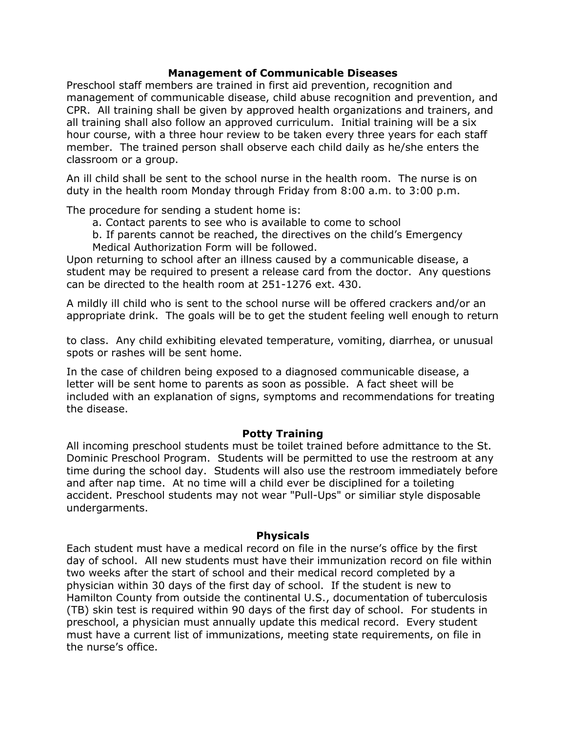## Management of Communicable Diseases

Preschool staff members are trained in first aid prevention, recognition and management of communicable disease, child abuse recognition and prevention, and CPR. All training shall be given by approved health organizations and trainers, and all training shall also follow an approved curriculum. Initial training will be a six hour course, with a three hour review to be taken every three years for each staff member. The trained person shall observe each child daily as he/she enters the classroom or a group.

An ill child shall be sent to the school nurse in the health room. The nurse is on duty in the health room Monday through Friday from 8:00 a.m. to 3:00 p.m.

The procedure for sending a student home is:

a. Contact parents to see who is available to come to school

b. If parents cannot be reached, the directives on the child's Emergency Medical Authorization Form will be followed.

Upon returning to school after an illness caused by a communicable disease, a student may be required to present a release card from the doctor. Any questions can be directed to the health room at 251-1276 ext. 430.

A mildly ill child who is sent to the school nurse will be offered crackers and/or an appropriate drink. The goals will be to get the student feeling well enough to return to class. Any child exhibiting elevated temperature, vomiting, diarrhea, or unusual spots or rashes will be sent home.

In the case of children being exposed to a diagnosed communicable disease, a letter will be sent home to parents as soon as possible. A fact sheet will be included with an explanation of signs, symptoms and recommendations for treating the disease.

## Potty Training

All incoming preschool students must be toilet trained before admittance to the St. Dominic Preschool Program. Students will be permitted to use the restroom at any time during the school day. Students will also use the restroom immediately before and after nap time. At no time will a child ever be disciplined for a toileting accident. Preschool students may not wear "Pull-Ups" or similiar style disposable undergarments.

## Physicals

Each student must have a medical record on file in the nurse's office by the first day of school. All new students must have their immunization record on file within two weeks after the start of school and their medical record completed by a physician within 30 days of the first day of school. If the student is new to Hamilton County from outside the continental U.S., documentation of tuberculosis (TB) skin test is required within 90 days of the first day of school. For students in preschool, a physician must annually update this medical record. Every student must have a current list of immunizations, meeting state requirements, on file in the nurse's office.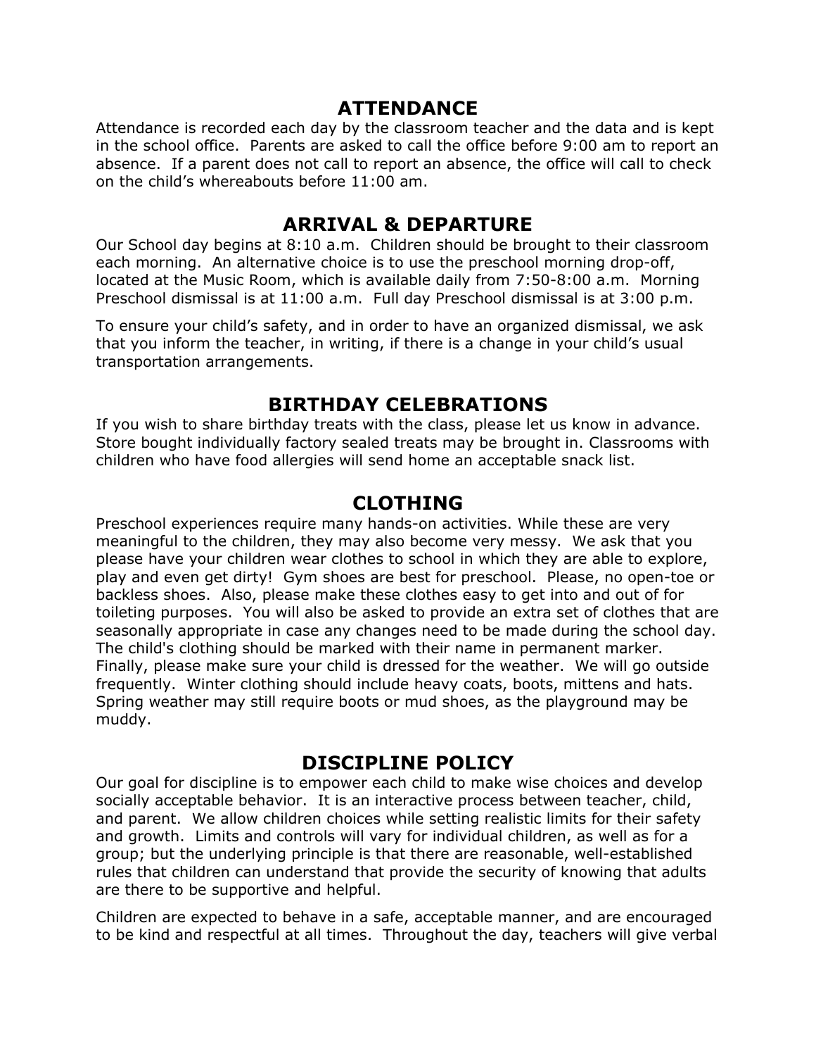## ATTENDANCE

Attendance is recorded each day by the classroom teacher and the data and is kept in the school office. Parents are asked to call the office before 9:00 am to report an absence. If a parent does not call to report an absence, the office will call to check on the child's whereabouts before 11:00 am.

## ARRIVAL & DEPARTURE

Our School day begins at 8:10 a.m. Children should be brought to their classroom each morning. An alternative choice is to use the preschool morning drop-off, located at the Music Room, which is available daily from 7:50-8:00 a.m. Morning Preschool dismissal is at 11:00 a.m. Full day Preschool dismissal is at 3:00 p.m.

To ensure your child's safety, and in order to have an organized dismissal, we ask that you inform the teacher, in writing, if there is a change in your child's usual transportation arrangements.

## BIRTHDAY CELEBRATIONS

If you wish to share birthday treats with the class, please let us know in advance. Store bought individually factory sealed treats may be brought in. Classrooms with children who have food allergies will send home an acceptable snack list.

## CLOTHING

Preschool experiences require many hands-on activities. While these are very meaningful to the children, they may also become very messy. We ask that you please have your children wear clothes to school in which they are able to explore, play and even get dirty! Gym shoes are best for preschool. Please, no open-toe or backless shoes. Also, please make these clothes easy to get into and out of for toileting purposes. You will also be asked to provide an extra set of clothes that are seasonally appropriate in case any changes need to be made during the school day. The child's clothing should be marked with their name in permanent marker. Finally, please make sure your child is dressed for the weather. We will go outside frequently. Winter clothing should include heavy coats, boots, mittens and hats. Spring weather may still require boots or mud shoes, as the playground may be muddy.

## DISCIPLINE POLICY

Our goal for discipline is to empower each child to make wise choices and develop socially acceptable behavior. It is an interactive process between teacher, child, and parent. We allow children choices while setting realistic limits for their safety and growth. Limits and controls will vary for individual children, as well as for a group; but the underlying principle is that there are reasonable, well-established rules that children can understand that provide the security of knowing that adults are there to be supportive and helpful.

Children are expected to behave in a safe, acceptable manner, and are encouraged to be kind and respectful at all times. Throughout the day, teachers will give verbal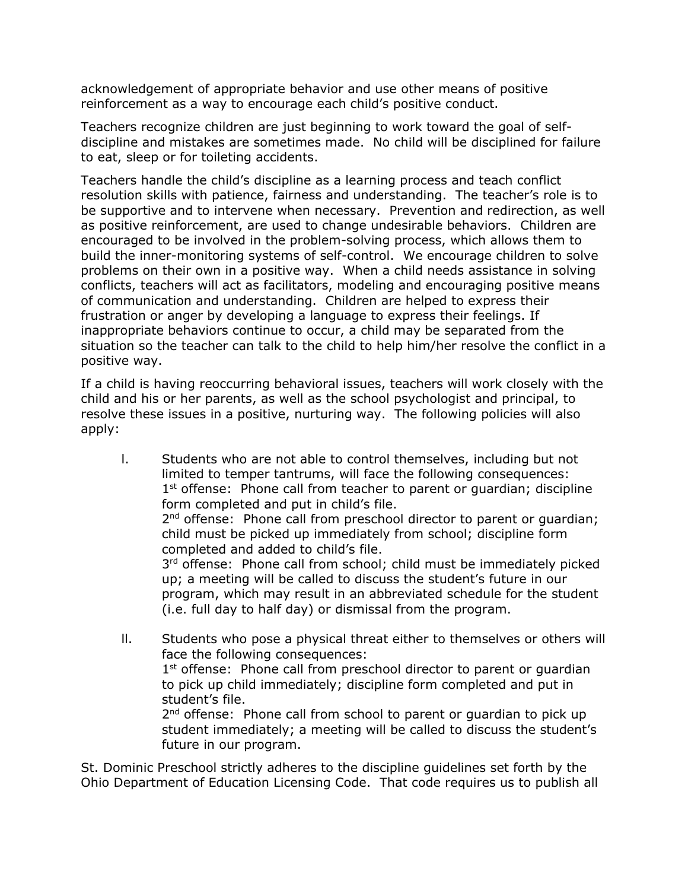acknowledgement of appropriate behavior and use other means of positive reinforcement as a way to encourage each child's positive conduct.

Teachers recognize children are just beginning to work toward the goal of self-discipline and mistakes are sometimes made. No child will be disciplined for failure to eat, sleep or for toileting accidents.

Teachers handle the child's discipline as a learning process and teach conflict resolution skills with patience, fairness and understanding. The teacher's role is to be supportive and to intervene when necessary. Prevention and redirection, as well as positive reinforcement, are used to change undesirable behaviors. Children are encouraged to be involved in the problem-solving process, which allows them to build the inner-monitoring systems of self-control. We encourage children to solve problems on their own in a positive way. When a child needs assistance in solving conflicts, teachers will act as facilitators, modeling and encouraging positive means of communication and understanding. Children are helped to express their frustration or anger by developing a language to express their feelings. If inappropriate behaviors continue to occur, a child may be separated from the situation so the teacher can talk to the child to help him/her resolve the conflict in a positive way.

If a child is having reoccurring behavioral issues, teachers will work closely with the child and his or her parents, as well as the school psychologist and principal, to resolve these issues in a positive, nurturing way. The following policies will also apply:

I. Students who are not able to control themselves, including but not limited to temper tantrums, will face the following consequences:
   1st offense: Phone call from teacher to parent or guardian; discipline form completed and put in child's file.
   2nd offense: Phone call from preschool director to parent or guardian; child must be picked up immediately from school; discipline form completed and added to child's file.
   3rd offense: Phone call from school; child must be immediately picked up; a meeting will be called to discuss the student's future in our program, which may result in an abbreviated schedule for the student (i.e. full day to half day) or dismissal from the program.

II. Students who pose a physical threat either to themselves or others will face the following consequences:
   1st offense: Phone call from preschool director to parent or guardian to pick up child immediately; discipline form completed and put in student's file.
   2nd offense: Phone call from school to parent or guardian to pick up student immediately; a meeting will be called to discuss the student's future in our program.

St. Dominic Preschool strictly adheres to the discipline guidelines set forth by the Ohio Department of Education Licensing Code. That code requires us to publish all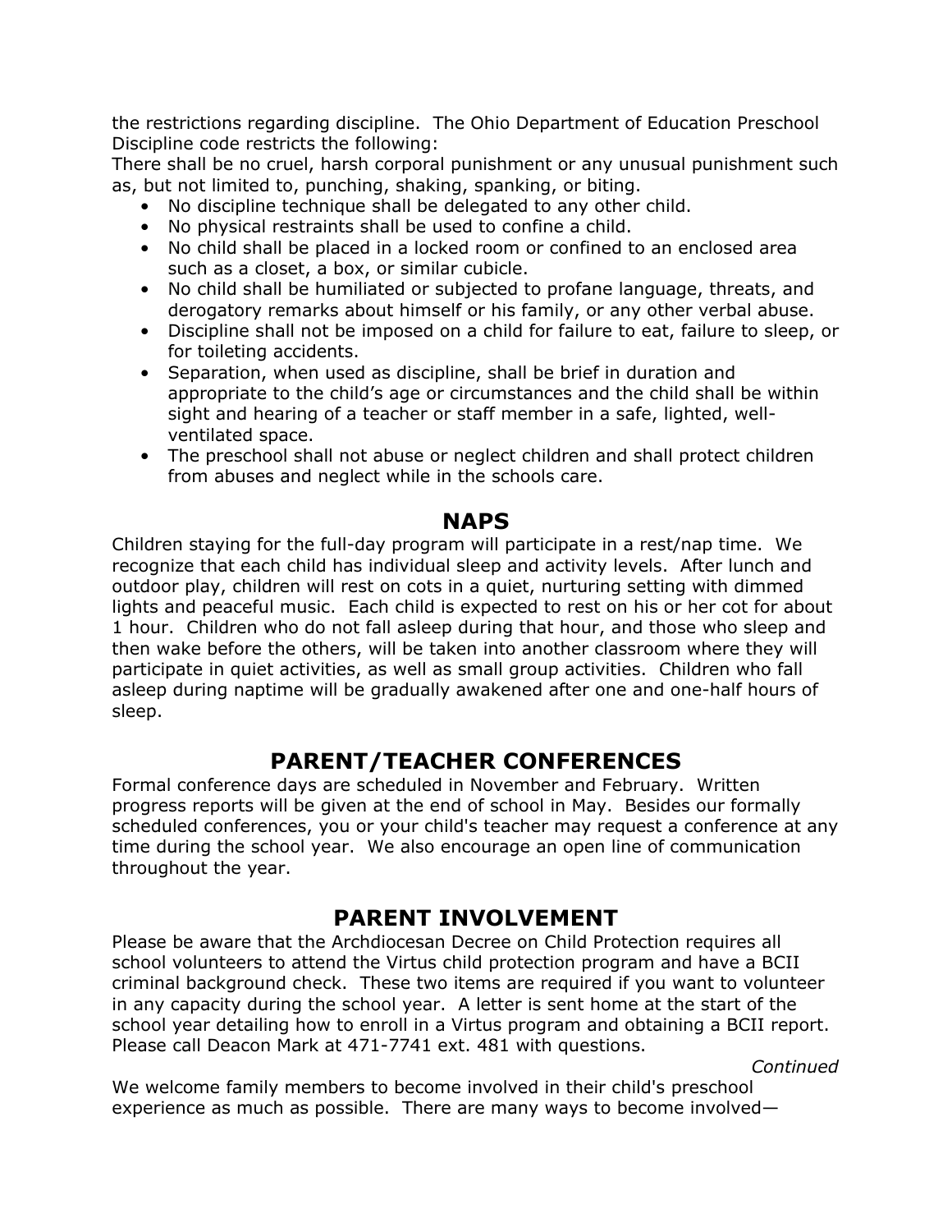the restrictions regarding discipline. The Ohio Department of Education Preschool Discipline code restricts the following:
There shall be no cruel, harsh corporal punishment or any unusual punishment such as, but not limited to, punching, shaking, spanking, or biting.

- No discipline technique shall be delegated to any other child.
- No physical restraints shall be used to confine a child.
- No child shall be placed in a locked room or confined to an enclosed area such as a closet, a box, or similar cubicle.
- No child shall be humiliated or subjected to profane language, threats, and derogatory remarks about himself or his family, or any other verbal abuse.
- Discipline shall not be imposed on a child for failure to eat, failure to sleep, or for toileting accidents.
- Separation, when used as discipline, shall be brief in duration and appropriate to the child's age or circumstances and the child shall be within sight and hearing of a teacher or staff member in a safe, lighted, well-ventilated space.
- The preschool shall not abuse or neglect children and shall protect children from abuses and neglect while in the schools care.

## NAPS

Children staying for the full-day program will participate in a rest/nap time. We recognize that each child has individual sleep and activity levels. After lunch and outdoor play, children will rest on cots in a quiet, nurturing setting with dimmed lights and peaceful music. Each child is expected to rest on his or her cot for about 1 hour. Children who do not fall asleep during that hour, and those who sleep and then wake before the others, will be taken into another classroom where they will participate in quiet activities, as well as small group activities. Children who fall asleep during naptime will be gradually awakened after one and one-half hours of sleep.

## PARENT/TEACHER CONFERENCES

Formal conference days are scheduled in November and February. Written progress reports will be given at the end of school in May. Besides our formally scheduled conferences, you or your child's teacher may request a conference at any time during the school year. We also encourage an open line of communication throughout the year.

## PARENT INVOLVEMENT

Please be aware that the Archdiocesan Decree on Child Protection requires all school volunteers to attend the Virtus child protection program and have a BCII criminal background check. These two items are required if you want to volunteer in any capacity during the school year. A letter is sent home at the start of the school year detailing how to enroll in a Virtus program and obtaining a BCII report. Please call Deacon Mark at 471-7741 ext. 481 with questions.

*Continued*

We welcome family members to become involved in their child's preschool experience as much as possible. There are many ways to become involved—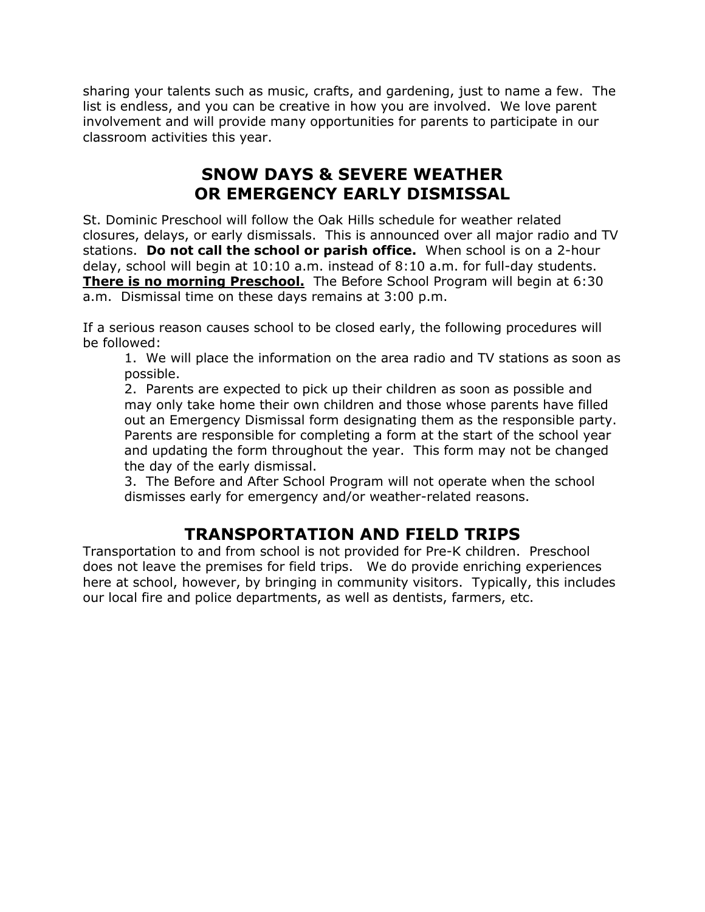sharing your talents such as music, crafts, and gardening, just to name a few. The list is endless, and you can be creative in how you are involved. We love parent involvement and will provide many opportunities for parents to participate in our classroom activities this year.

## SNOW DAYS & SEVERE WEATHER OR EMERGENCY EARLY DISMISSAL

St. Dominic Preschool will follow the Oak Hills schedule for weather related closures, delays, or early dismissals. This is announced over all major radio and TV stations. **Do not call the school or parish office.** When school is on a 2-hour delay, school will begin at 10:10 a.m. instead of 8:10 a.m. for full-day students. **<u>There is no morning Preschool.</u>** The Before School Program will begin at 6:30 a.m. Dismissal time on these days remains at 3:00 p.m.

If a serious reason causes school to be closed early, the following procedures will be followed:

1. We will place the information on the area radio and TV stations as soon as possible.
2. Parents are expected to pick up their children as soon as possible and may only take home their own children and those whose parents have filled out an Emergency Dismissal form designating them as the responsible party. Parents are responsible for completing a form at the start of the school year and updating the form throughout the year. This form may not be changed the day of the early dismissal.
3. The Before and After School Program will not operate when the school dismisses early for emergency and/or weather-related reasons.

## TRANSPORTATION AND FIELD TRIPS

Transportation to and from school is not provided for Pre-K children. Preschool does not leave the premises for field trips. We do provide enriching experiences here at school, however, by bringing in community visitors. Typically, this includes our local fire and police departments, as well as dentists, farmers, etc.